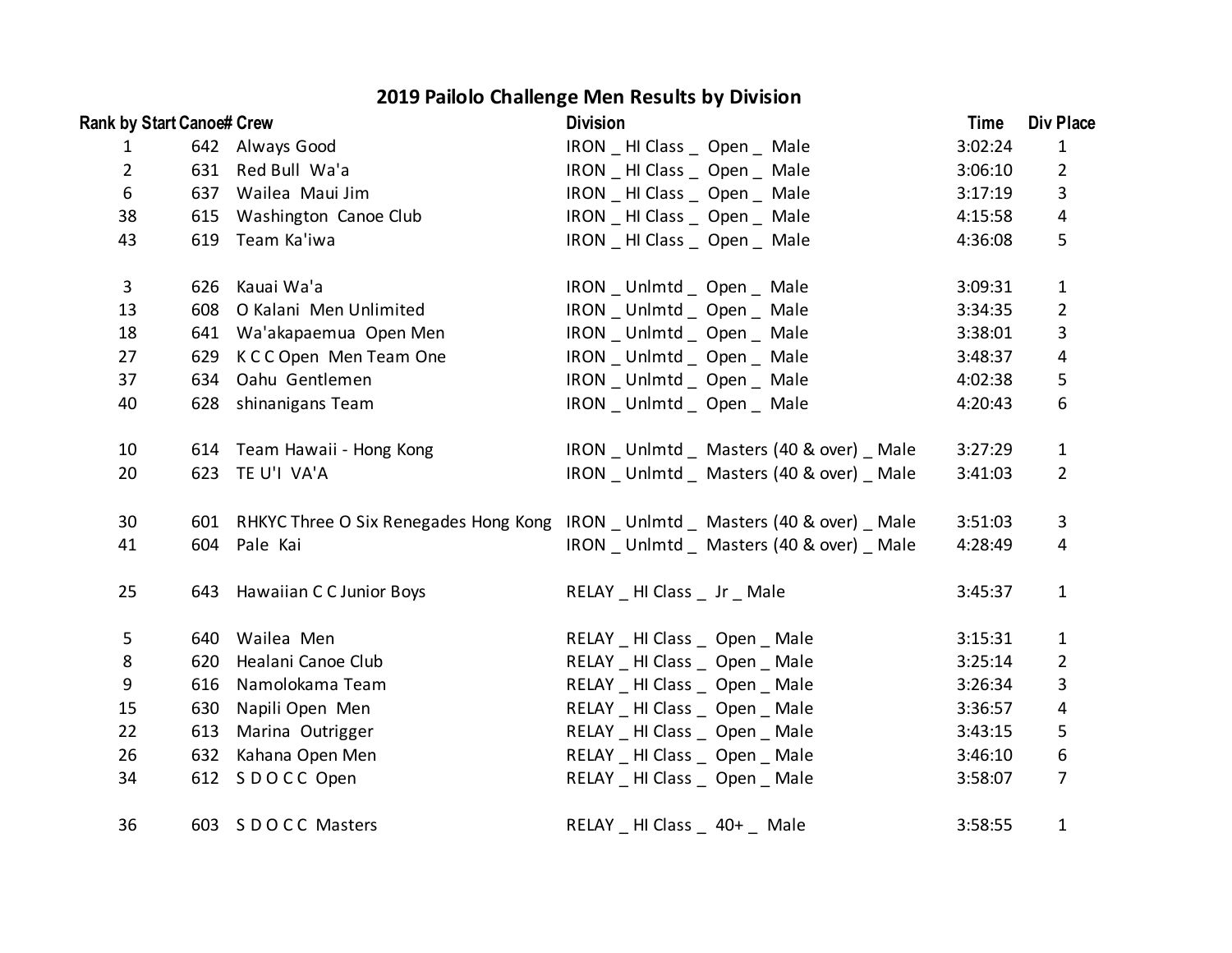# 2019 Pailolo Challenge Men Results by Division

| Rank by Start | Canoe# | Crew | Division | Time | Div Place |
|---|---|---|---|---|---|
| 1 | 642 | Always Good | IRON _ HI Class _ Open _ Male | 3:02:24 | 1 |
| 2 | 631 | Red Bull Wa'a | IRON _ HI Class _ Open _ Male | 3:06:10 | 2 |
| 6 | 637 | Wailea Maui Jim | IRON _ HI Class _ Open _ Male | 3:17:19 | 3 |
| 38 | 615 | Washington Canoe Club | IRON _ HI Class _ Open _ Male | 4:15:58 | 4 |
| 43 | 619 | Team Ka'iwa | IRON _ HI Class _ Open _ Male | 4:36:08 | 5 |
| | | | | | |
| 3 | 626 | Kauai Wa'a | IRON _ Unlmtd _ Open _ Male | 3:09:31 | 1 |
| 13 | 608 | O Kalani Men Unlimited | IRON _ Unlmtd _ Open _ Male | 3:34:35 | 2 |
| 18 | 641 | Wa'akapaemua Open Men | IRON _ Unlmtd _ Open _ Male | 3:38:01 | 3 |
| 27 | 629 | K C C Open Men Team One | IRON _ Unlmtd _ Open _ Male | 3:48:37 | 4 |
| 37 | 634 | Oahu Gentlemen | IRON _ Unlmtd _ Open _ Male | 4:02:38 | 5 |
| 40 | 628 | shinanigans Team | IRON _ Unlmtd _ Open _ Male | 4:20:43 | 6 |
| | | | | | |
| 10 | 614 | Team Hawaii - Hong Kong | IRON _ Unlmtd _ Masters (40 & over) _ Male | 3:27:29 | 1 |
| 20 | 623 | TE U'I VA'A | IRON _ Unlmtd _ Masters (40 & over) _ Male | 3:41:03 | 2 |
| | | | | | |
| 30 | 601 | RHKYC Three O Six Renegades Hong Kong | IRON _ Unlmtd _ Masters (40 & over) _ Male | 3:51:03 | 3 |
| 41 | 604 | Pale Kai | IRON _ Unlmtd _ Masters (40 & over) _ Male | 4:28:49 | 4 |
| | | | | | |
| 25 | 643 | Hawaiian C C Junior Boys | RELAY _ HI Class _ Jr _ Male | 3:45:37 | 1 |
| | | | | | |
| 5 | 640 | Wailea Men | RELAY _ HI Class _ Open _ Male | 3:15:31 | 1 |
| 8 | 620 | Healani Canoe Club | RELAY _ HI Class _ Open _ Male | 3:25:14 | 2 |
| 9 | 616 | Namolokama Team | RELAY _ HI Class _ Open _ Male | 3:26:34 | 3 |
| 15 | 630 | Napili Open Men | RELAY _ HI Class _ Open _ Male | 3:36:57 | 4 |
| 22 | 613 | Marina Outrigger | RELAY _ HI Class _ Open _ Male | 3:43:15 | 5 |
| 26 | 632 | Kahana Open Men | RELAY _ HI Class _ Open _ Male | 3:46:10 | 6 |
| 34 | 612 | S D O C C Open | RELAY _ HI Class _ Open _ Male | 3:58:07 | 7 |
| | | | | | |
| 36 | 603 | S D O C C Masters | RELAY _ HI Class _ 40+ _ Male | 3:58:55 | 1 |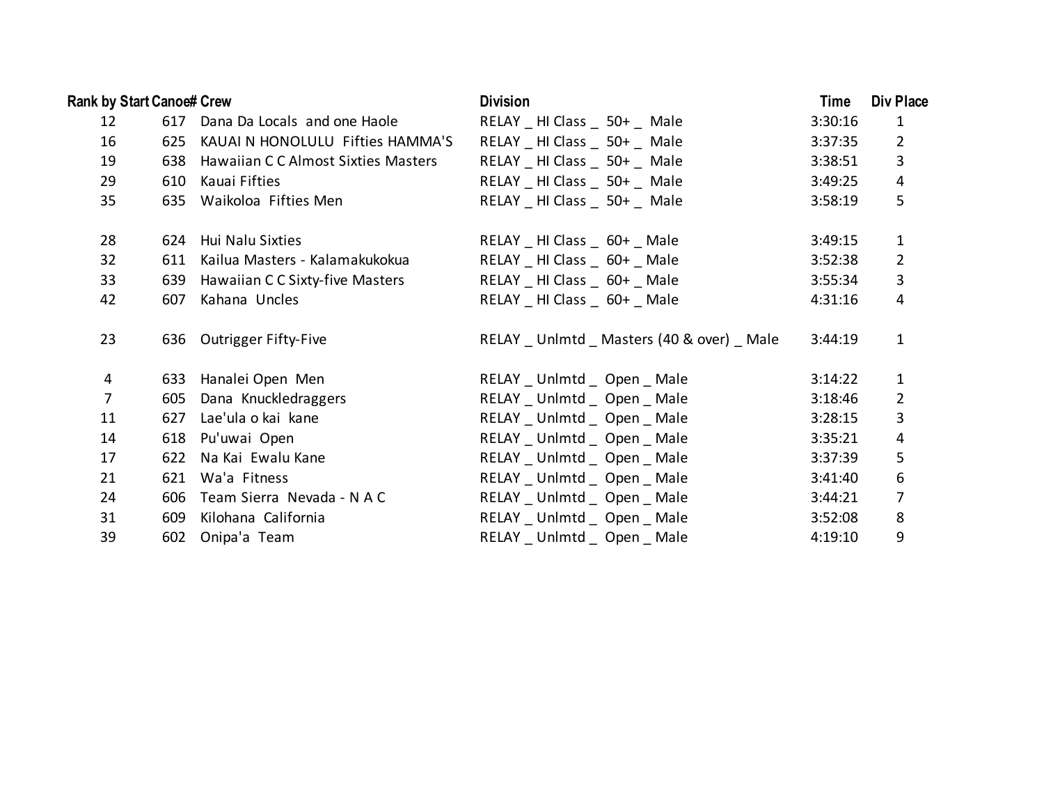| Rank by Start | Canoe# | Crew | Division | Time | Div Place |
|---|---|---|---|---|---|
| 12 | 617 | Dana Da Locals  and one Haole | RELAY _ HI Class _  50+ _  Male | 3:30:16 | 1 |
| 16 | 625 | KAUAI N HONOLULU  Fifties HAMMA'S | RELAY _ HI Class _  50+ _  Male | 3:37:35 | 2 |
| 19 | 638 | Hawaiian C C Almost Sixties Masters | RELAY _ HI Class _  50+ _  Male | 3:38:51 | 3 |
| 29 | 610 | Kauai Fifties | RELAY _ HI Class _  50+ _  Male | 3:49:25 | 4 |
| 35 | 635 | Waikoloa  Fifties Men | RELAY _ HI Class _  50+ _  Male | 3:58:19 | 5 |
| | | | | | |
| 28 | 624 | Hui Nalu Sixties | RELAY _ HI Class _  60+ _ Male | 3:49:15 | 1 |
| 32 | 611 | Kailua Masters - Kalamakukokua | RELAY _ HI Class _  60+ _ Male | 3:52:38 | 2 |
| 33 | 639 | Hawaiian C C Sixty-five Masters | RELAY _ HI Class _  60+ _ Male | 3:55:34 | 3 |
| 42 | 607 | Kahana  Uncles | RELAY _ HI Class _  60+ _ Male | 4:31:16 | 4 |
| | | | | | |
| 23 | 636 | Outrigger Fifty-Five | RELAY _ Unlmtd _ Masters (40 & over) _ Male | 3:44:19 | 1 |
| | | | | | |
| 4 | 633 | Hanalei Open  Men | RELAY _ Unlmtd _  Open _ Male | 3:14:22 | 1 |
| 7 | 605 | Dana  Knuckledraggers | RELAY _ Unlmtd _  Open _ Male | 3:18:46 | 2 |
| 11 | 627 | Lae'ula o kai  kane | RELAY _ Unlmtd _  Open _ Male | 3:28:15 | 3 |
| 14 | 618 | Pu'uwai  Open | RELAY _ Unlmtd _  Open _ Male | 3:35:21 | 4 |
| 17 | 622 | Na Kai  Ewalu Kane | RELAY _ Unlmtd _  Open _ Male | 3:37:39 | 5 |
| 21 | 621 | Wa'a  Fitness | RELAY _ Unlmtd _  Open _ Male | 3:41:40 | 6 |
| 24 | 606 | Team Sierra  Nevada - N A C | RELAY _ Unlmtd _  Open _ Male | 3:44:21 | 7 |
| 31 | 609 | Kilohana  California | RELAY _ Unlmtd _  Open _ Male | 3:52:08 | 8 |
| 39 | 602 | Onipa'a  Team | RELAY _ Unlmtd _  Open _ Male | 4:19:10 | 9 |